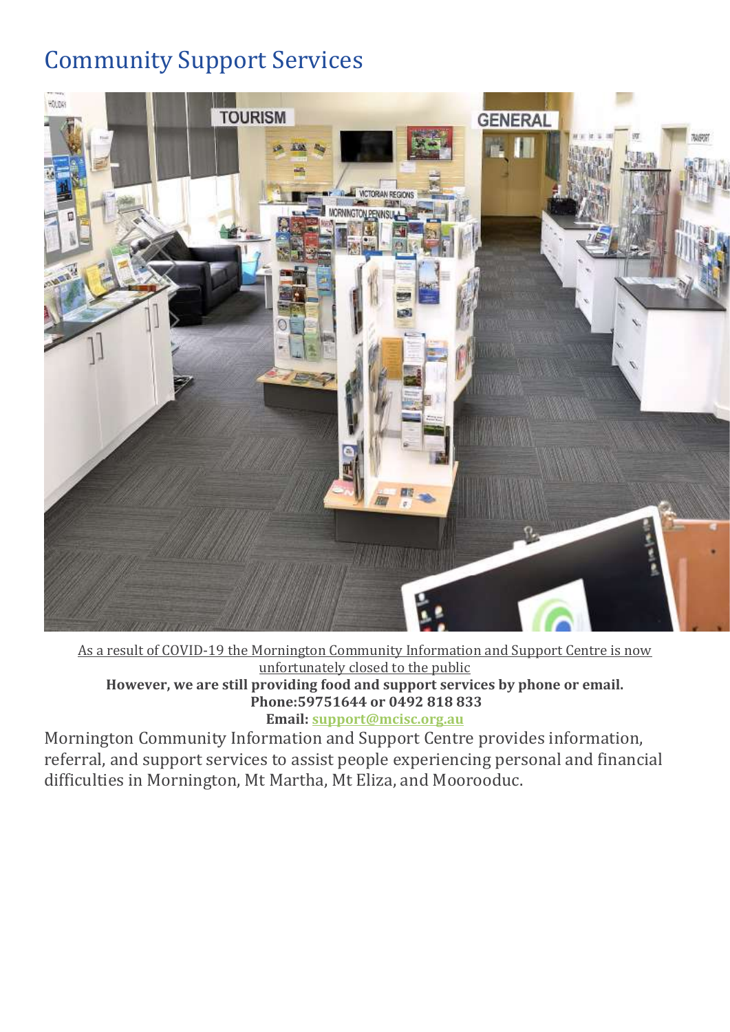# Community Support Services

As a result of COVID-19 the Mornington Community Information and Support Centre is now unfortunately closed to the public

**However, we are still providing food and support services by phone or email.**
**Phone:59751644 or 0492 818 833**
**Email: support@mcisc.org.au**

Mornington Community Information and Support Centre provides information, referral, and support services to assist people experiencing personal and financial difficulties in Mornington, Mt Martha, Mt Eliza, and Moorooduc.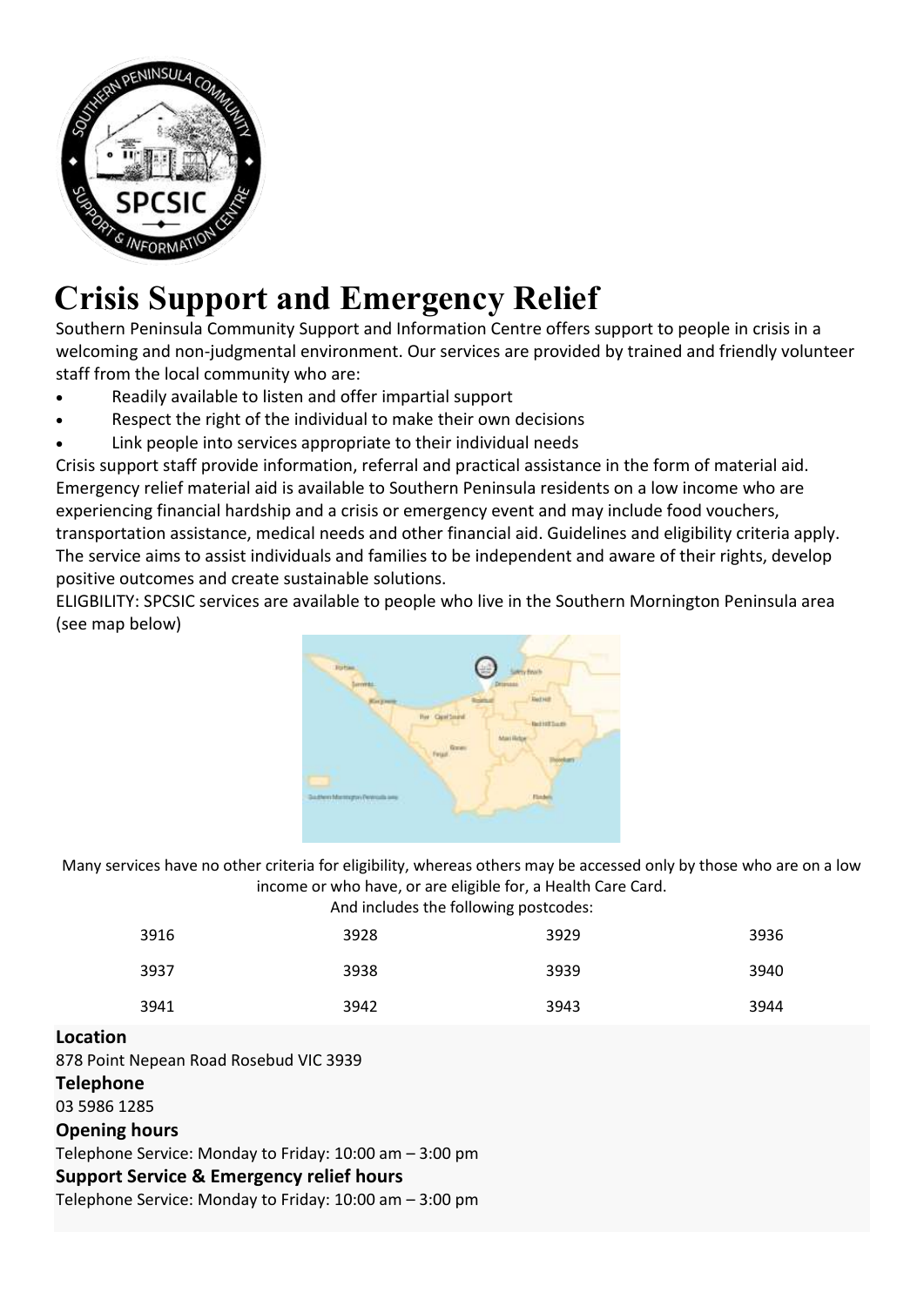# Crisis Support and Emergency Relief

Southern Peninsula Community Support and Information Centre offers support to people in crisis in a welcoming and non-judgmental environment. Our services are provided by trained and friendly volunteer staff from the local community who are:

- Readily available to listen and offer impartial support
- Respect the right of the individual to make their own decisions
- Link people into services appropriate to their individual needs

Crisis support staff provide information, referral and practical assistance in the form of material aid. Emergency relief material aid is available to Southern Peninsula residents on a low income who are experiencing financial hardship and a crisis or emergency event and may include food vouchers, transportation assistance, medical needs and other financial aid. Guidelines and eligibility criteria apply. The service aims to assist individuals and families to be independent and aware of their rights, develop positive outcomes and create sustainable solutions.

ELIGBILITY: SPCSIC services are available to people who live in the Southern Mornington Peninsula area (see map below)

Many services have no other criteria for eligibility, whereas others may be accessed only by those who are on a low income or who have, or are eligible for, a Health Care Card.

And includes the following postcodes:

| | | | |
|---|---|---|---|
| 3916 | 3928 | 3929 | 3936 |
| 3937 | 3938 | 3939 | 3940 |
| 3941 | 3942 | 3943 | 3944 |

**Location**

878 Point Nepean Road Rosebud VIC 3939

**Telephone**

03 5986 1285

**Opening hours**

Telephone Service: Monday to Friday: 10:00 am – 3:00 pm

**Support Service & Emergency relief hours**

Telephone Service: Monday to Friday: 10:00 am – 3:00 pm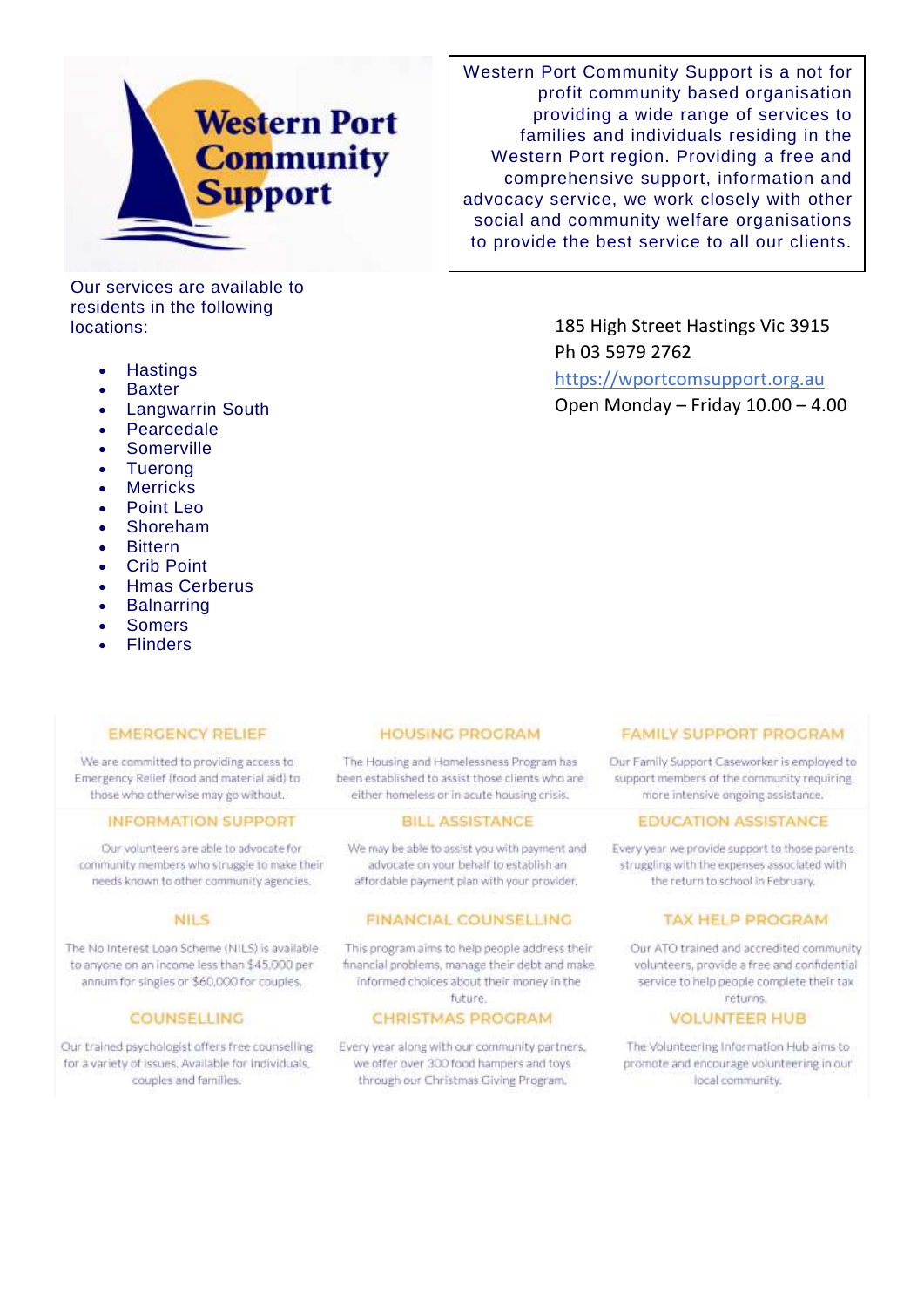Western Port Community Support

Western Port Community Support is a not for profit community based organisation providing a wide range of services to families and individuals residing in the Western Port region. Providing a free and comprehensive support, information and advocacy service, we work closely with other social and community welfare organisations to provide the best service to all our clients.

Our services are available to residents in the following locations:

- Hastings
- Baxter
- Langwarrin South
- Pearcedale
- Somerville
- Tuerong
- Merricks
- Point Leo
- Shoreham
- Bittern
- Crib Point
- Hmas Cerberus
- Balnarring
- Somers
- Flinders

185 High Street Hastings Vic 3915
Ph 03 5979 2762
https://wportcomsupport.org.au
Open Monday – Friday 10.00 – 4.00

### EMERGENCY RELIEF

We are committed to providing access to Emergency Relief (food and material aid) to those who otherwise may go without.

### HOUSING PROGRAM

The Housing and Homelessness Program has been established to assist those clients who are either homeless or in acute housing crisis.

### FAMILY SUPPORT PROGRAM

Our Family Support Caseworker is employed to support members of the community requiring more intensive ongoing assistance.

### INFORMATION SUPPORT

Our volunteers are able to advocate for community members who struggle to make their needs known to other community agencies.

### BILL ASSISTANCE

We may be able to assist you with payment and advocate on your behalf to establish an affordable payment plan with your provider.

### EDUCATION ASSISTANCE

Every year we provide support to those parents struggling with the expenses associated with the return to school in February.

### NILS

The No Interest Loan Scheme (NILS) is available to anyone on an income less than $45,000 per annum for singles or $60,000 for couples.

### FINANCIAL COUNSELLING

This program aims to help people address their financial problems, manage their debt and make informed choices about their money in the future.

### TAX HELP PROGRAM

Our ATO trained and accredited community volunteers, provide a free and confidential service to help people complete their tax returns.

### COUNSELLING

Our trained psychologist offers free counselling for a variety of issues. Available for individuals, couples and families.

### CHRISTMAS PROGRAM

Every year along with our community partners, we offer over 300 food hampers and toys through our Christmas Giving Program.

### VOLUNTEER HUB

The Volunteering Information Hub aims to promote and encourage volunteering in our local community.